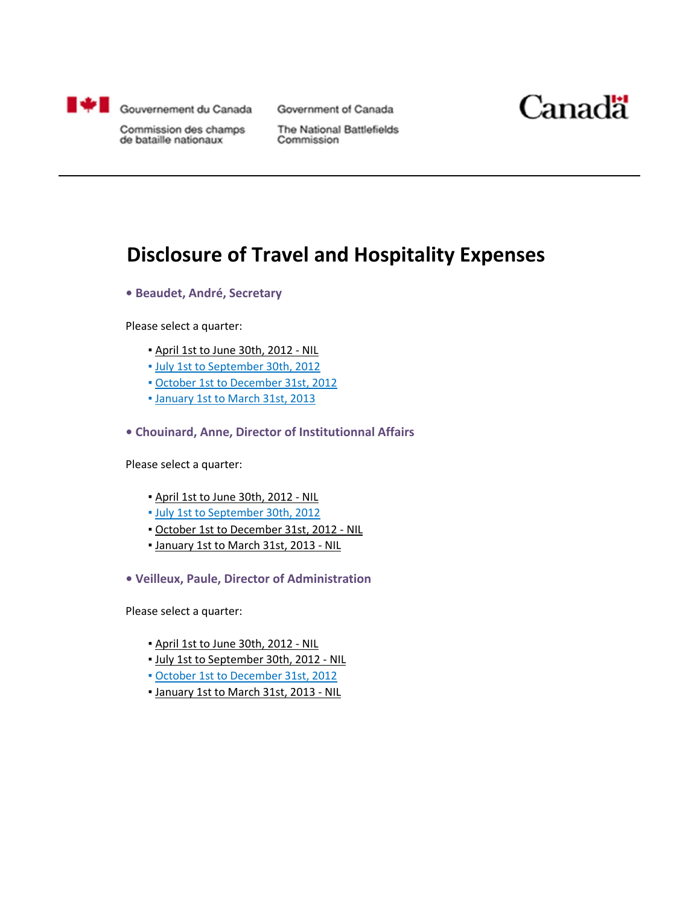Gouvernement du Canada — Government of Canada

Commission des champs de bataille nationaux — The National Battlefields Commission

Canada

# Disclosure of Travel and Hospitality Expenses

**• Beaudet, André, Secretary**

Please select a quarter:

- April 1st to June 30th, 2012 - NIL
- July 1st to September 30th, 2012
- October 1st to December 31st, 2012
- January 1st to March 31st, 2013

**• Chouinard, Anne, Director of Institutionnal Affairs**

Please select a quarter:

- April 1st to June 30th, 2012 - NIL
- July 1st to September 30th, 2012
- October 1st to December 31st, 2012 - NIL
- January 1st to March 31st, 2013 - NIL

**• Veilleux, Paule, Director of Administration**

Please select a quarter:

- April 1st to June 30th, 2012 - NIL
- July 1st to September 30th, 2012 - NIL
- October 1st to December 31st, 2012
- January 1st to March 31st, 2013 - NIL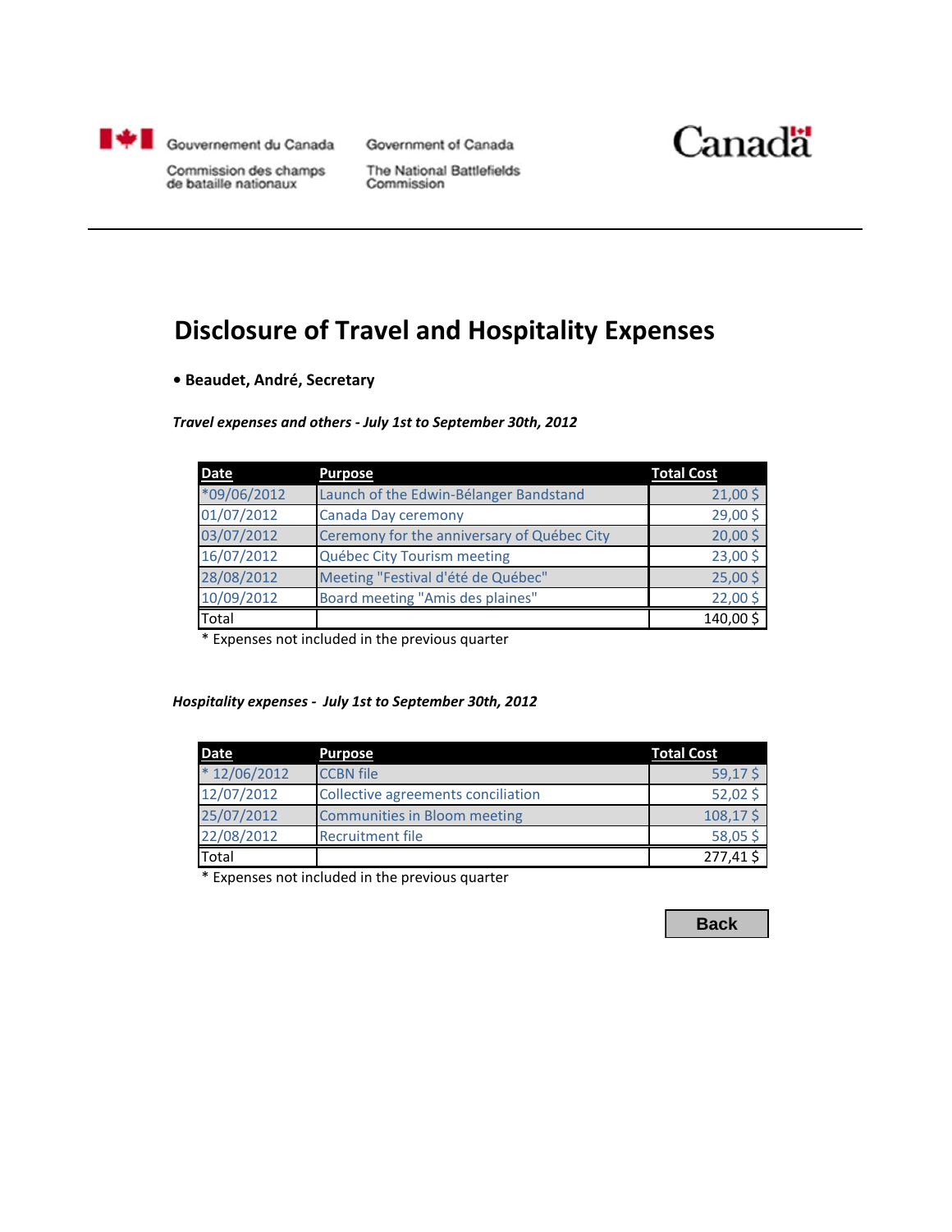Gouvernement du Canada — Commission des champs de bataille nationaux

Government of Canada — The National Battlefields Commission

Canada

# Disclosure of Travel and Hospitality Expenses

- **Beaudet, André, Secretary**

***Travel expenses and others - July 1st to September 30th, 2012***

| Date | Purpose | Total Cost |
|---|---|---|
| *09/06/2012 | Launch of the Edwin-Bélanger Bandstand | 21,00 $ |
| 01/07/2012 | Canada Day ceremony | 29,00 $ |
| 03/07/2012 | Ceremony for the anniversary of Québec City | 20,00 $ |
| 16/07/2012 | Québec City Tourism meeting | 23,00 $ |
| 28/08/2012 | Meeting "Festival d'été de Québec" | 25,00 $ |
| 10/09/2012 | Board meeting "Amis des plaines" | 22,00 $ |
| Total | | 140,00 $ |

\* Expenses not included in the previous quarter

***Hospitality expenses - July 1st to September 30th, 2012***

| Date | Purpose | Total Cost |
|---|---|---|
| * 12/06/2012 | CCBN file | 59,17 $ |
| 12/07/2012 | Collective agreements conciliation | 52,02 $ |
| 25/07/2012 | Communities in Bloom meeting | 108,17 $ |
| 22/08/2012 | Recruitment file | 58,05 $ |
| Total | | 277,41 $ |

\* Expenses not included in the previous quarter

Back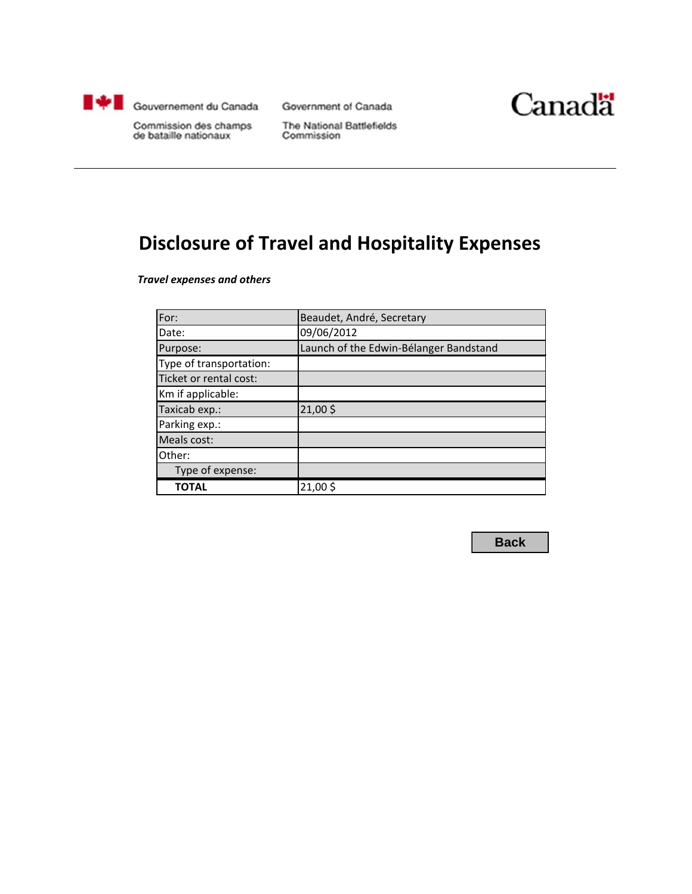Gouvernement du Canada | Government of Canada

Commission des champs de bataille nationaux | The National Battlefields Commission

Canada

# Disclosure of Travel and Hospitality Expenses

***Travel expenses and others***

| For: | Beaudet, André, Secretary |
|---|---|
| Date: | 09/06/2012 |
| Purpose: | Launch of the Edwin-Bélanger Bandstand |
| Type of transportation: | |
| Ticket or rental cost: | |
| Km if applicable: | |
| Taxicab exp.: | 21,00 $ |
| Parking exp.: | |
| Meals cost: | |
| Other: | |
| Type of expense: | |
| **TOTAL** | 21,00 $ |

Back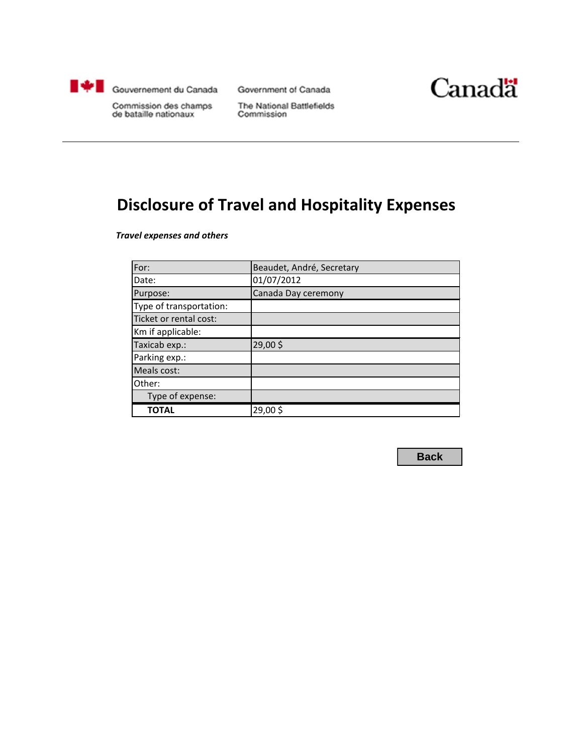Gouvernement du Canada | Government of Canada

Commission des champs de bataille nationaux | The National Battlefields Commission

Canada

# Disclosure of Travel and Hospitality Expenses

***Travel expenses and others***

| For: | Beaudet, André, Secretary |
|---|---|
| Date: | 01/07/2012 |
| Purpose: | Canada Day ceremony |
| Type of transportation: | |
| Ticket or rental cost: | |
| Km if applicable: | |
| Taxicab exp.: | 29,00 $ |
| Parking exp.: | |
| Meals cost: | |
| Other: | |
| Type of expense: | |
| **TOTAL** | 29,00 $ |

Back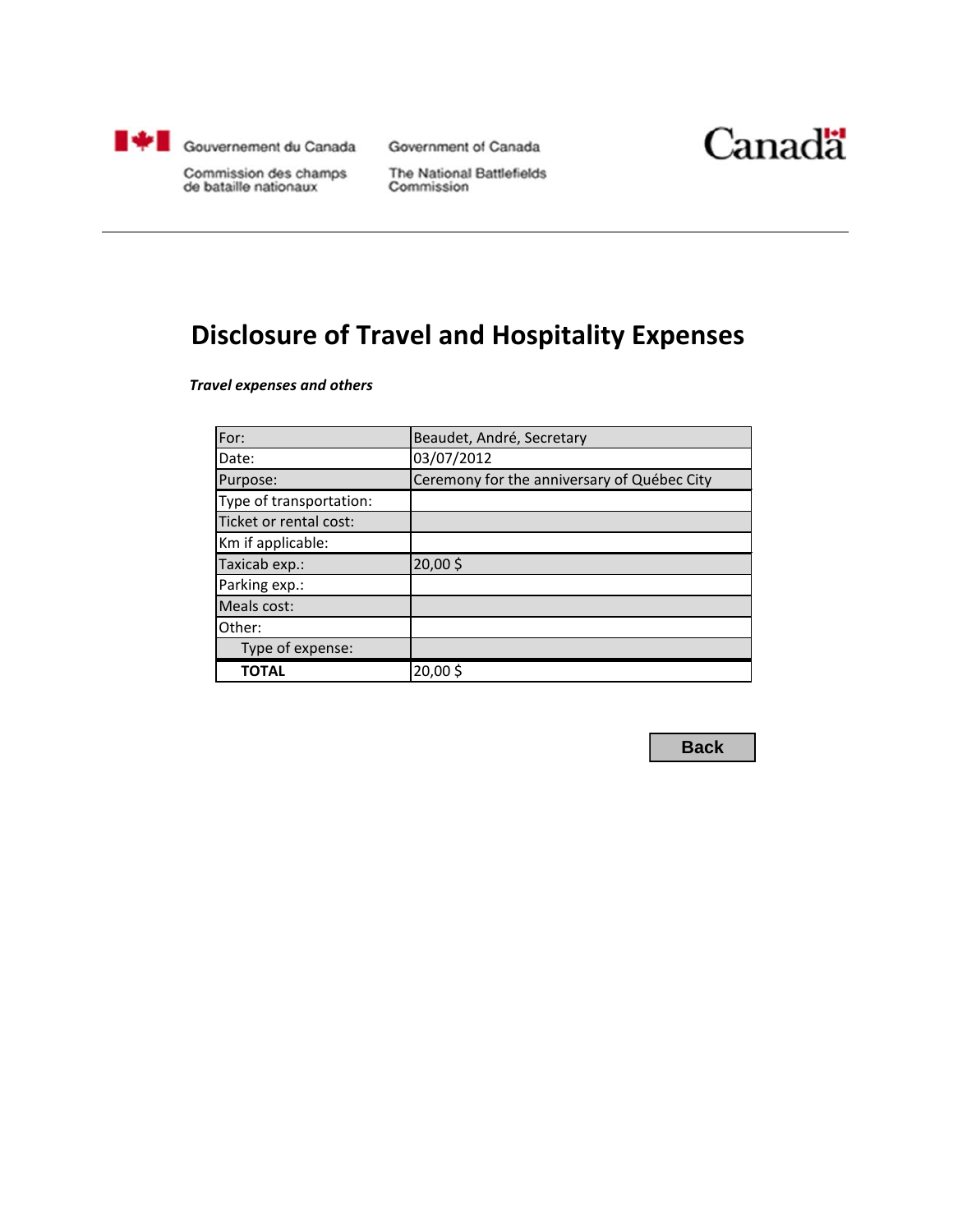Gouvernement du Canada | Government of Canada

Commission des champs de bataille nationaux | The National Battlefields Commission

Canada

# Disclosure of Travel and Hospitality Expenses

***Travel expenses and others***

| For: | Beaudet, André, Secretary |
|---|---|
| Date: | 03/07/2012 |
| Purpose: | Ceremony for the anniversary of Québec City |
| Type of transportation: | |
| Ticket or rental cost: | |
| Km if applicable: | |
| Taxicab exp.: | 20,00 $ |
| Parking exp.: | |
| Meals cost: | |
| Other: | |
| Type of expense: | |
| **TOTAL** | 20,00 $ |

Back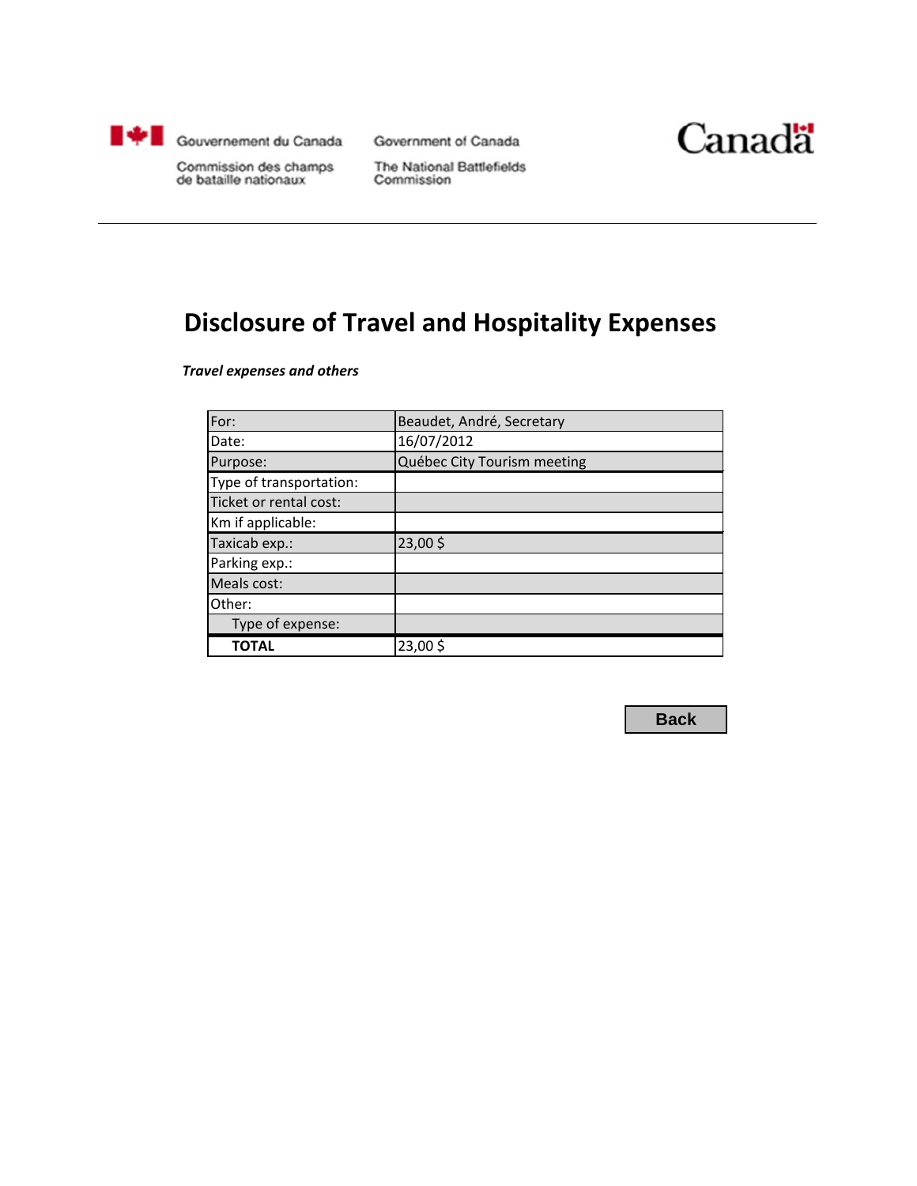Gouvernement du Canada
Commission des champs de bataille nationaux

Government of Canada
The National Battlefields Commission

Canada

# Disclosure of Travel and Hospitality Expenses

***Travel expenses and others***

| For: | Beaudet, André, Secretary |
|---|---|
| Date: | 16/07/2012 |
| Purpose: | Québec City Tourism meeting |
| Type of transportation: | |
| Ticket or rental cost: | |
| Km if applicable: | |
| Taxicab exp.: | 23,00 $ |
| Parking exp.: | |
| Meals cost: | |
| Other: | |
| Type of expense: | |
| **TOTAL** | 23,00 $ |

Back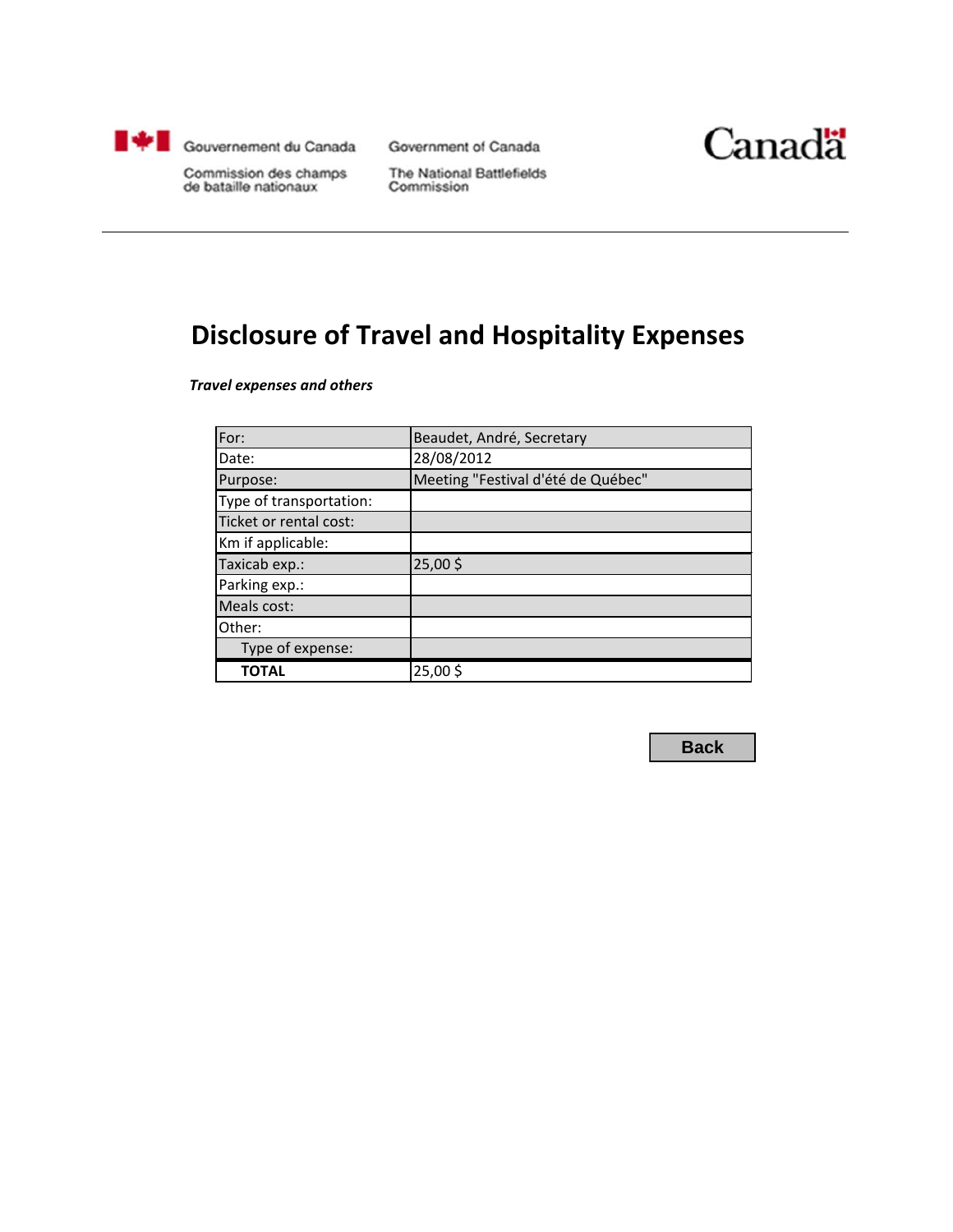Gouvernement du Canada
Commission des champs de bataille nationaux

Government of Canada
The National Battlefields Commission

Canada

# Disclosure of Travel and Hospitality Expenses

***Travel expenses and others***

| For: | Beaudet, André, Secretary |
|---|---|
| Date: | 28/08/2012 |
| Purpose: | Meeting "Festival d'été de Québec" |
| Type of transportation: | |
| Ticket or rental cost: | |
| Km if applicable: | |
| Taxicab exp.: | 25,00 $ |
| Parking exp.: | |
| Meals cost: | |
| Other: | |
| Type of expense: | |
| **TOTAL** | 25,00 $ |

Back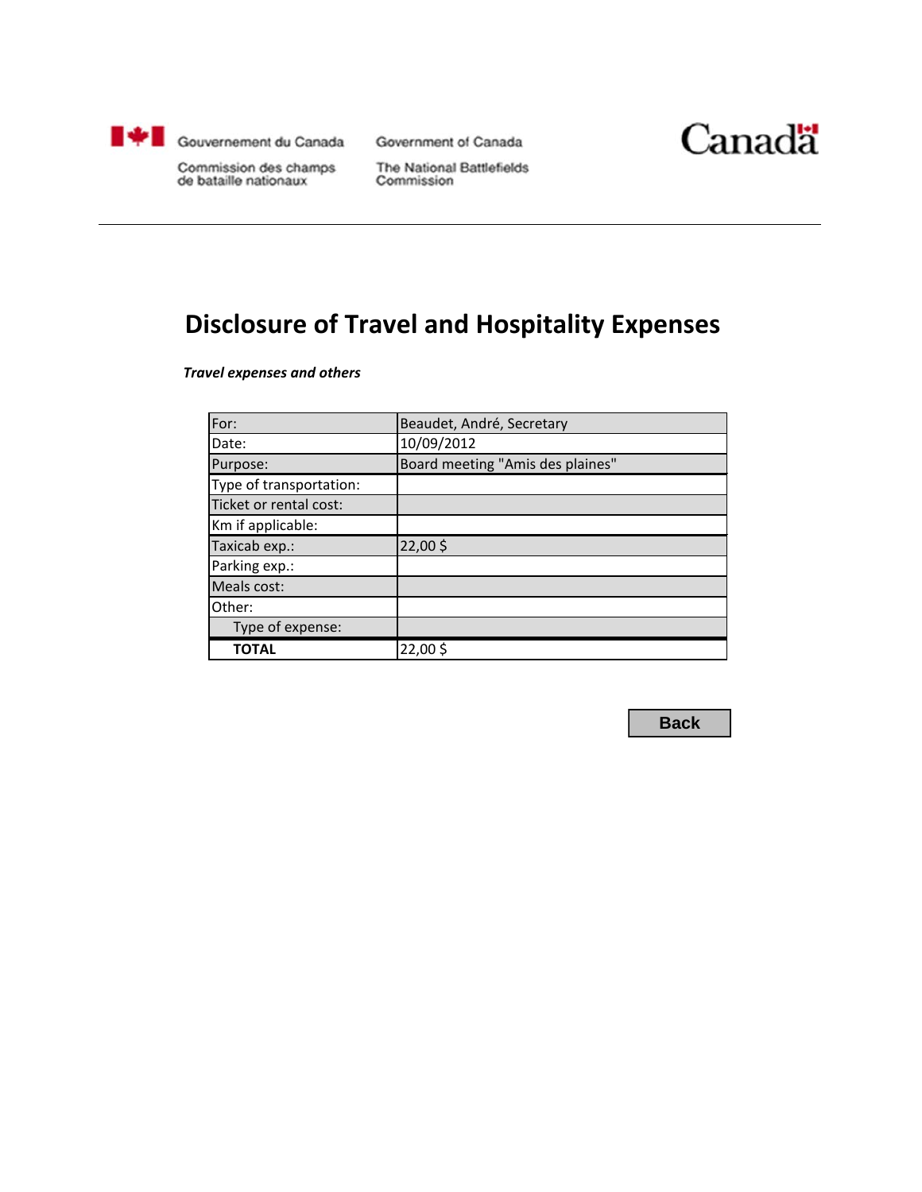Gouvernement du Canada

Commission des champs de bataille nationaux

Government of Canada

The National Battlefields Commission

Canada

# Disclosure of Travel and Hospitality Expenses

***Travel expenses and others***

| For: | Beaudet, André, Secretary |
|---|---|
| Date: | 10/09/2012 |
| Purpose: | Board meeting "Amis des plaines" |
| Type of transportation: | |
| Ticket or rental cost: | |
| Km if applicable: | |
| Taxicab exp.: | 22,00 $ |
| Parking exp.: | |
| Meals cost: | |
| Other: | |
| Type of expense: | |
| **TOTAL** | 22,00 $ |

Back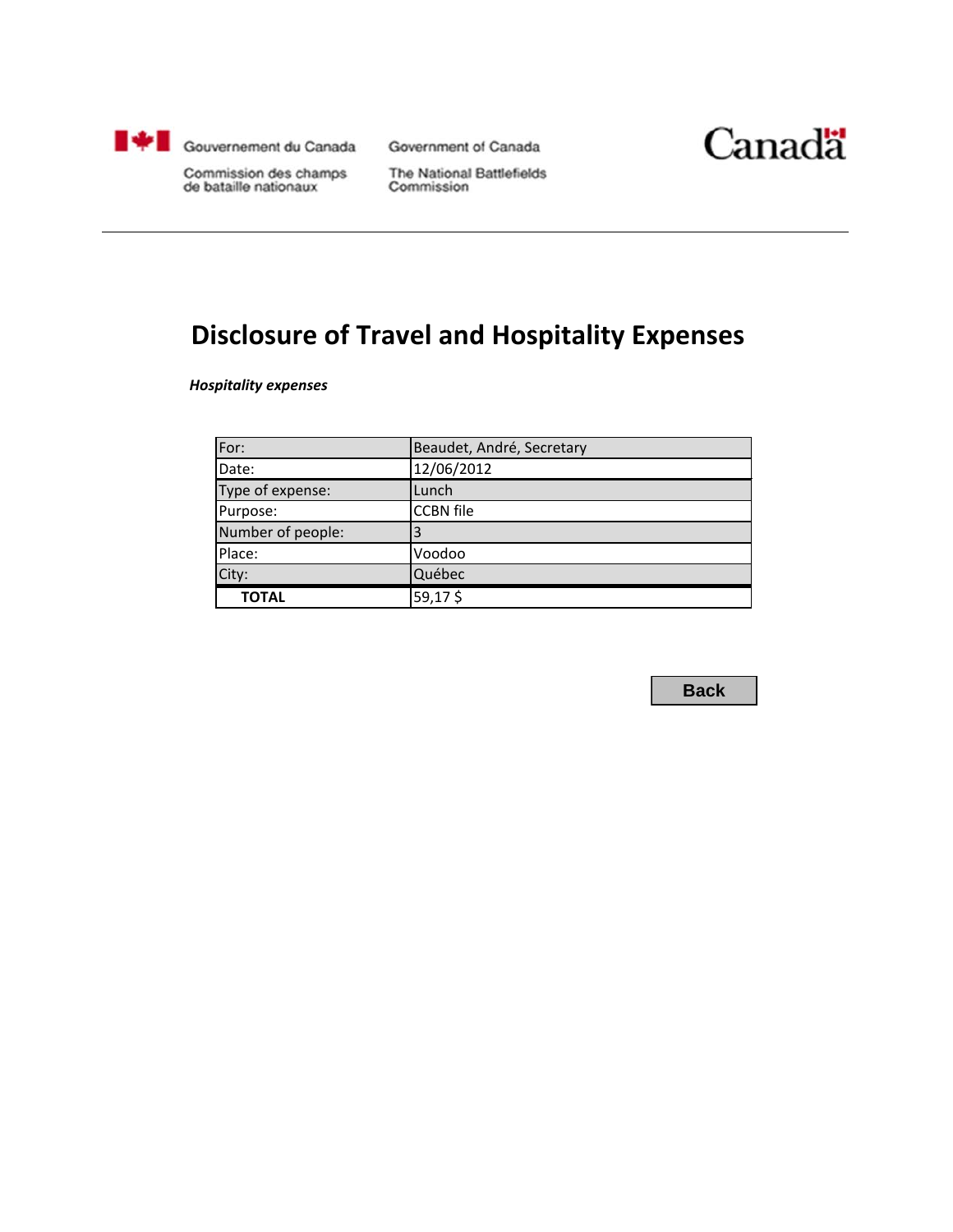Gouvernement du Canada — Government of Canada

Commission des champs de bataille nationaux — The National Battlefields Commission

Canada

# Disclosure of Travel and Hospitality Expenses

***Hospitality expenses***

| For: | Beaudet, André, Secretary |
|---|---|
| Date: | 12/06/2012 |
| Type of expense: | Lunch |
| Purpose: | CCBN file |
| Number of people: | 3 |
| Place: | Voodoo |
| City: | Québec |
| **TOTAL** | 59,17 $ |

Back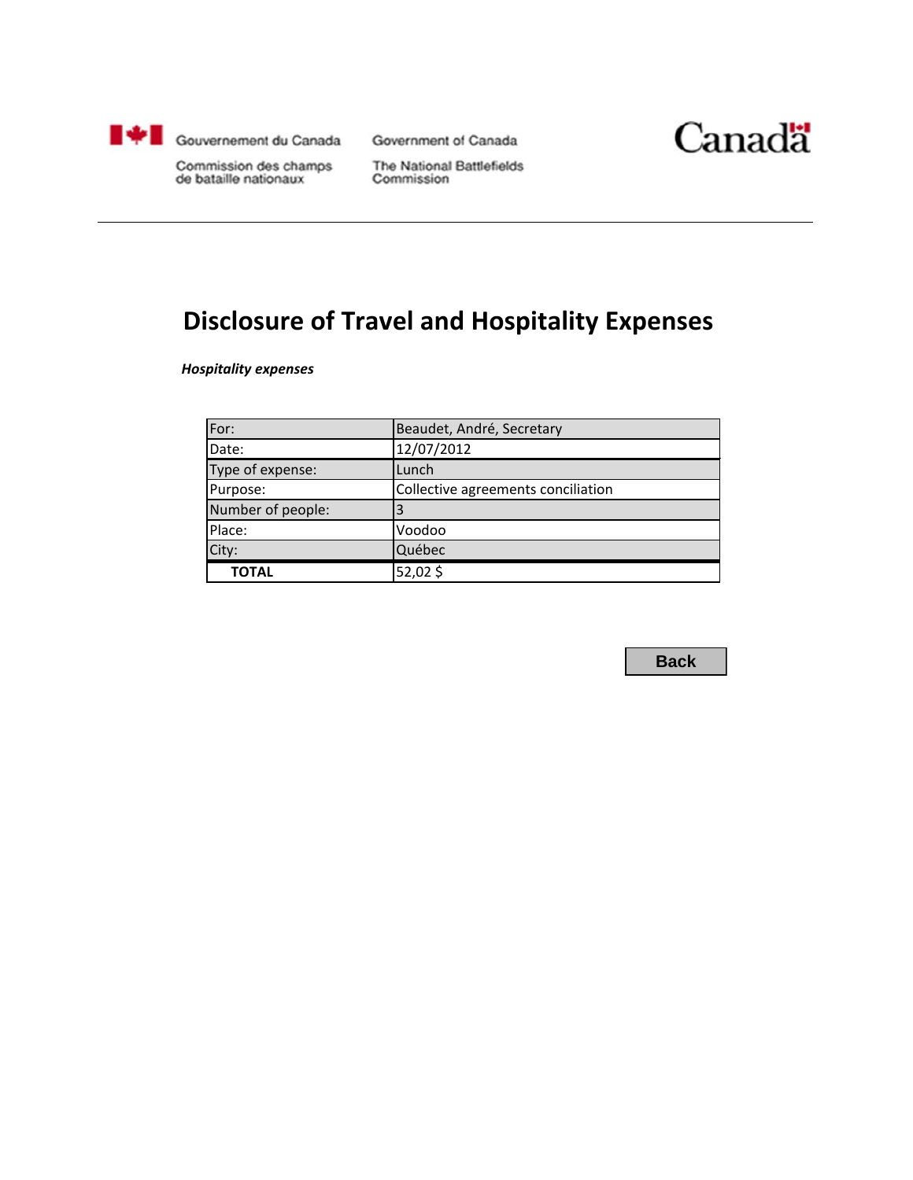Gouvernement du Canada
Commission des champs de bataille nationaux

Government of Canada
The National Battlefields Commission

Canada

# Disclosure of Travel and Hospitality Expenses

***Hospitality expenses***

| For: | Beaudet, André, Secretary |
|---|---|
| Date: | 12/07/2012 |
| Type of expense: | Lunch |
| Purpose: | Collective agreements conciliation |
| Number of people: | 3 |
| Place: | Voodoo |
| City: | Québec |
| **TOTAL** | 52,02 $ |

Back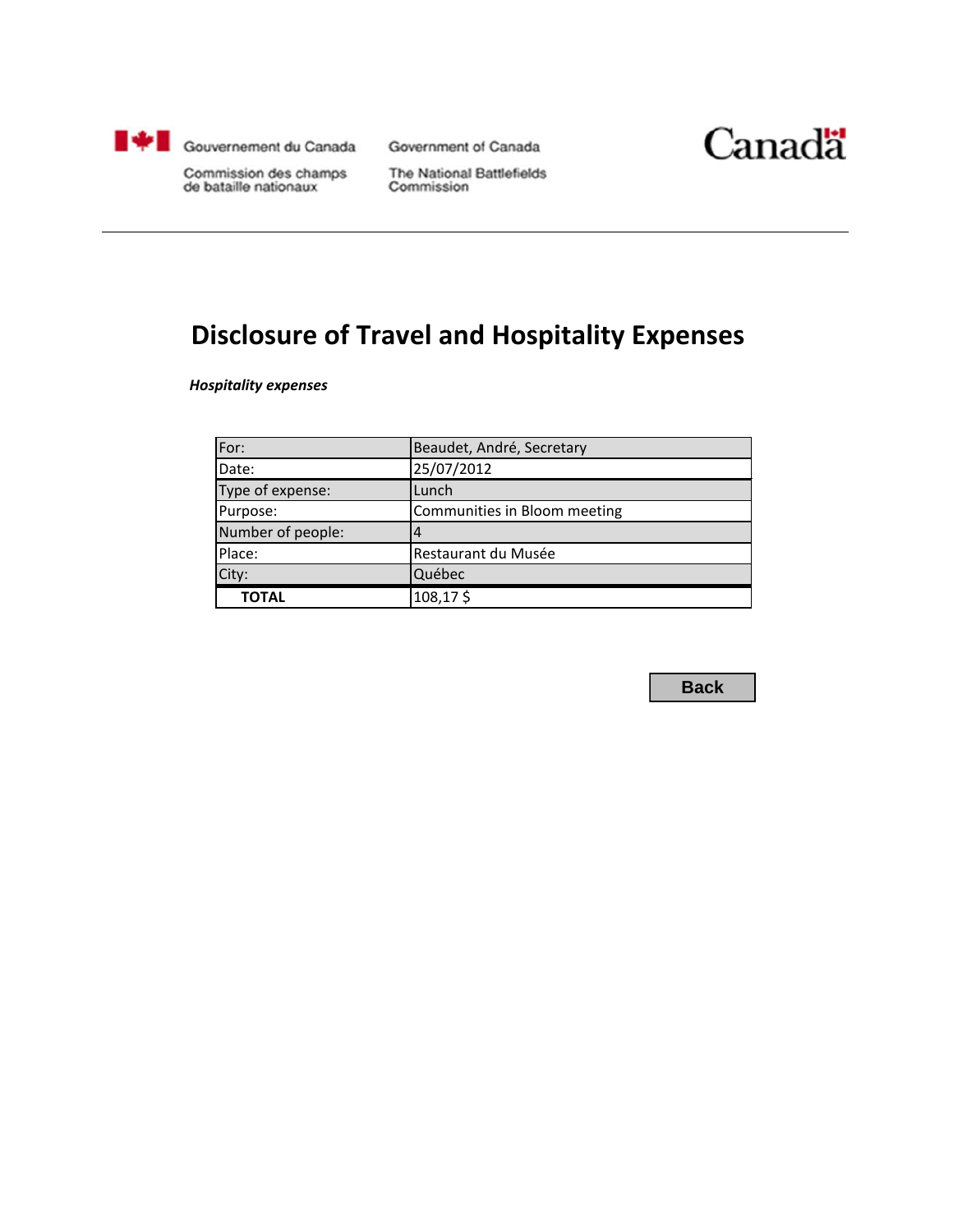Gouvernement du Canada
Commission des champs de bataille nationaux

Government of Canada
The National Battlefields Commission

Canadä

# Disclosure of Travel and Hospitality Expenses

***Hospitality expenses***

| For: | Beaudet, André, Secretary |
|---|---|
| Date: | 25/07/2012 |
| Type of expense: | Lunch |
| Purpose: | Communities in Bloom meeting |
| Number of people: | 4 |
| Place: | Restaurant du Musée |
| City: | Québec |
| **TOTAL** | 108,17 $ |

Back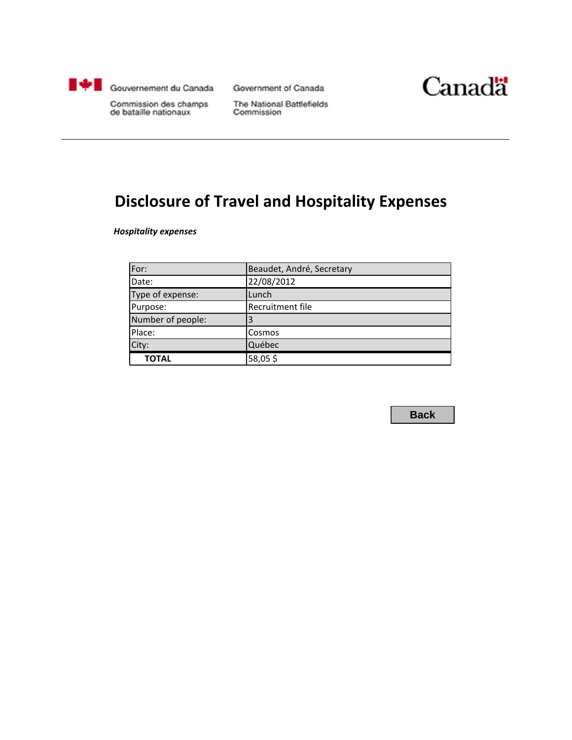Gouvernement du Canada
Commission des champs de bataille nationaux

Government of Canada
The National Battlefields Commission

Canada

# Disclosure of Travel and Hospitality Expenses

***Hospitality expenses***

| For: | Beaudet, André, Secretary |
|---|---|
| Date: | 22/08/2012 |
| Type of expense: | Lunch |
| Purpose: | Recruitment file |
| Number of people: | 3 |
| Place: | Cosmos |
| City: | Québec |
| **TOTAL** | 58,05 $ |

Back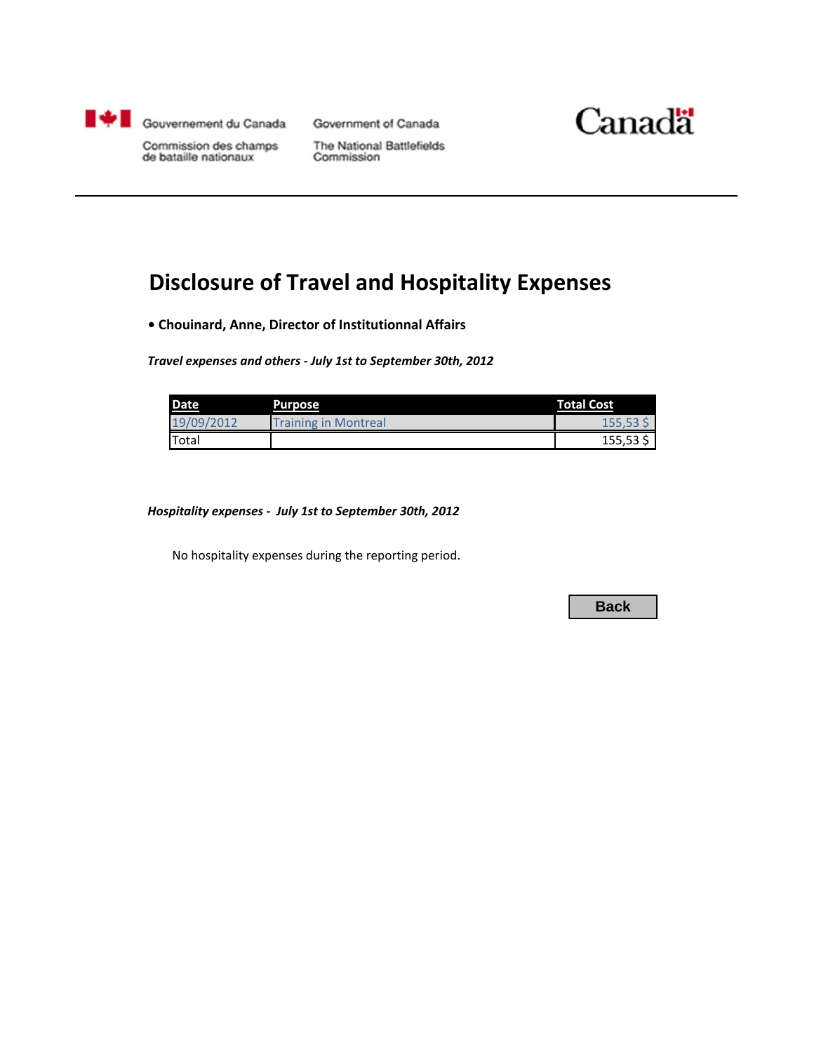Gouvernement du Canada

Commission des champs de bataille nationaux

Government of Canada

The National Battlefields Commission

Canada

# Disclosure of Travel and Hospitality Expenses

**• Chouinard, Anne, Director of Institutionnal Affairs**

***Travel expenses and others - July 1st to September 30th, 2012***

| Date | Purpose | Total Cost |
| --- | --- | --- |
| 19/09/2012 | Training in Montreal | 155,53 $ |
| Total | | 155,53 $ |

***Hospitality expenses - July 1st to September 30th, 2012***

No hospitality expenses during the reporting period.

Back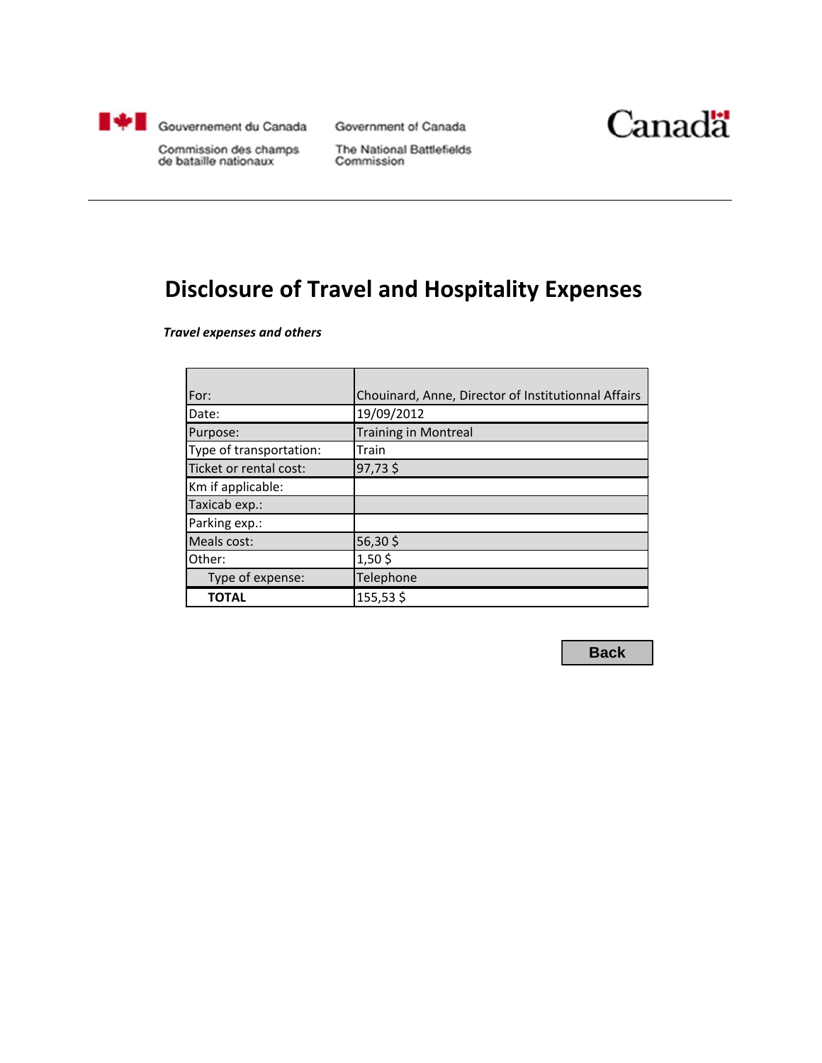Gouvernement du Canada
Commission des champs de bataille nationaux

Government of Canada
The National Battlefields Commission

Canada

# Disclosure of Travel and Hospitality Expenses

***Travel expenses and others***

| For: | Chouinard, Anne, Director of Institutionnal Affairs |
|---|---|
| Date: | 19/09/2012 |
| Purpose: | Training in Montreal |
| Type of transportation: | Train |
| Ticket or rental cost: | 97,73 $ |
| Km if applicable: | |
| Taxicab exp.: | |
| Parking exp.: | |
| Meals cost: | 56,30 $ |
| Other: | 1,50 $ |
| Type of expense: | Telephone |
| **TOTAL** | 155,53 $ |

Back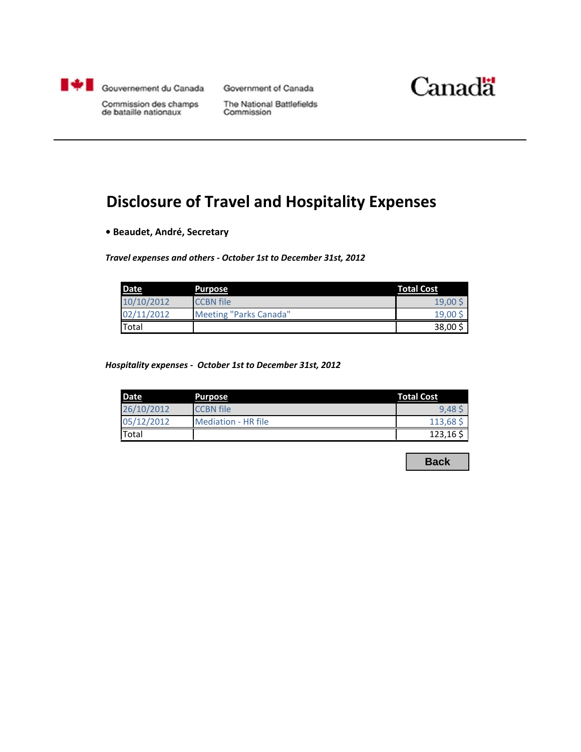Gouvernement du Canada — Government of Canada

Commission des champs de bataille nationaux — The National Battlefields Commission

Canada

# Disclosure of Travel and Hospitality Expenses

- **Beaudet, André, Secretary**

***Travel expenses and others - October 1st to December 31st, 2012***

| Date | Purpose | Total Cost |
|---|---|---|
| 10/10/2012 | CCBN file | 19,00 $ |
| 02/11/2012 | Meeting "Parks Canada" | 19,00 $ |
| Total | | 38,00 $ |

***Hospitality expenses - October 1st to December 31st, 2012***

| Date | Purpose | Total Cost |
|---|---|---|
| 26/10/2012 | CCBN file | 9,48 $ |
| 05/12/2012 | Mediation - HR file | 113,68 $ |
| Total | | 123,16 $ |

Back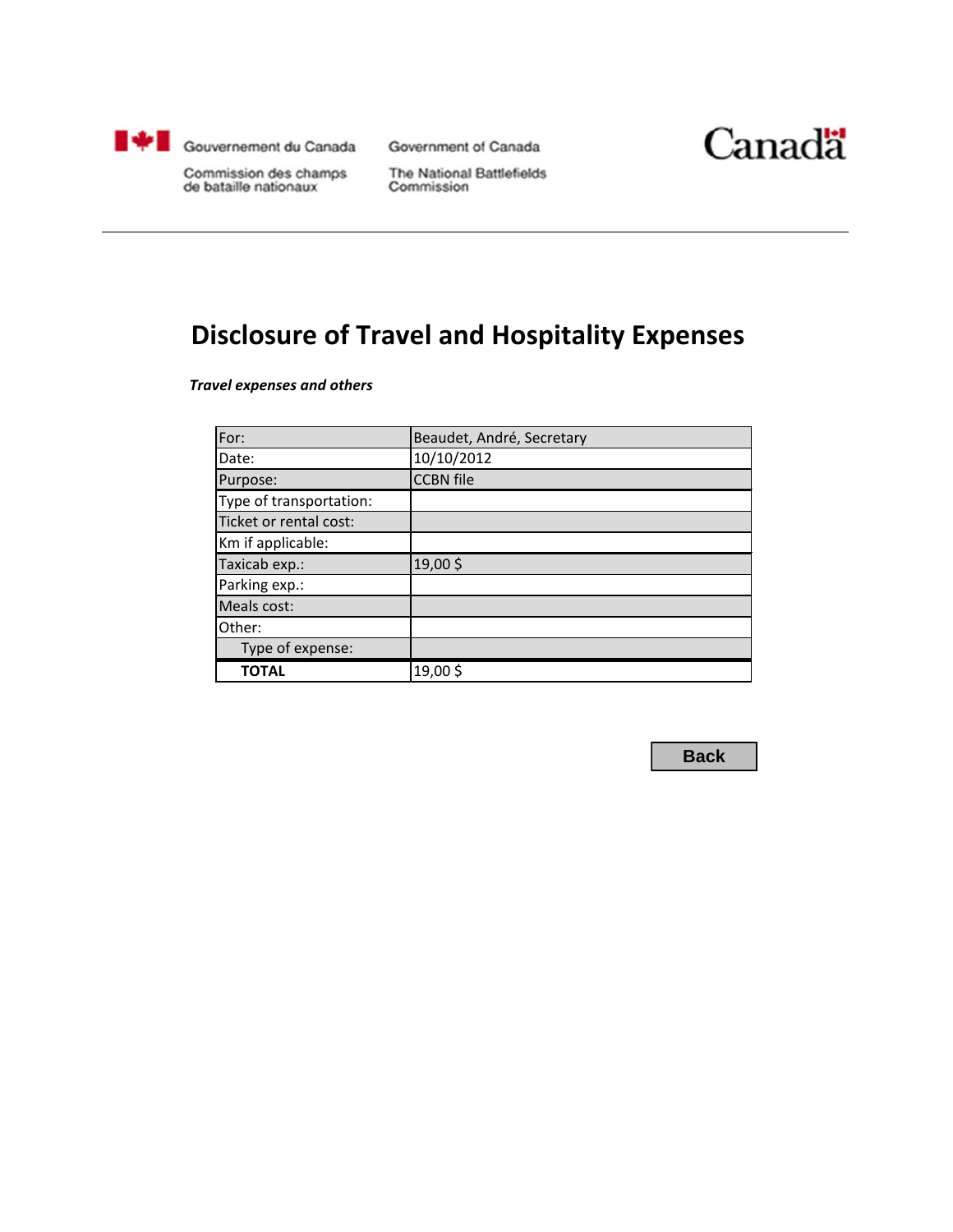Gouvernement du Canada | Government of Canada

Commission des champs de bataille nationaux | The National Battlefields Commission

Canada

# Disclosure of Travel and Hospitality Expenses

***Travel expenses and others***

| For: | Beaudet, André, Secretary |
|---|---|
| Date: | 10/10/2012 |
| Purpose: | CCBN file |
| Type of transportation: | |
| Ticket or rental cost: | |
| Km if applicable: | |
| Taxicab exp.: | 19,00 $ |
| Parking exp.: | |
| Meals cost: | |
| Other: | |
| Type of expense: | |
| **TOTAL** | 19,00 $ |

Back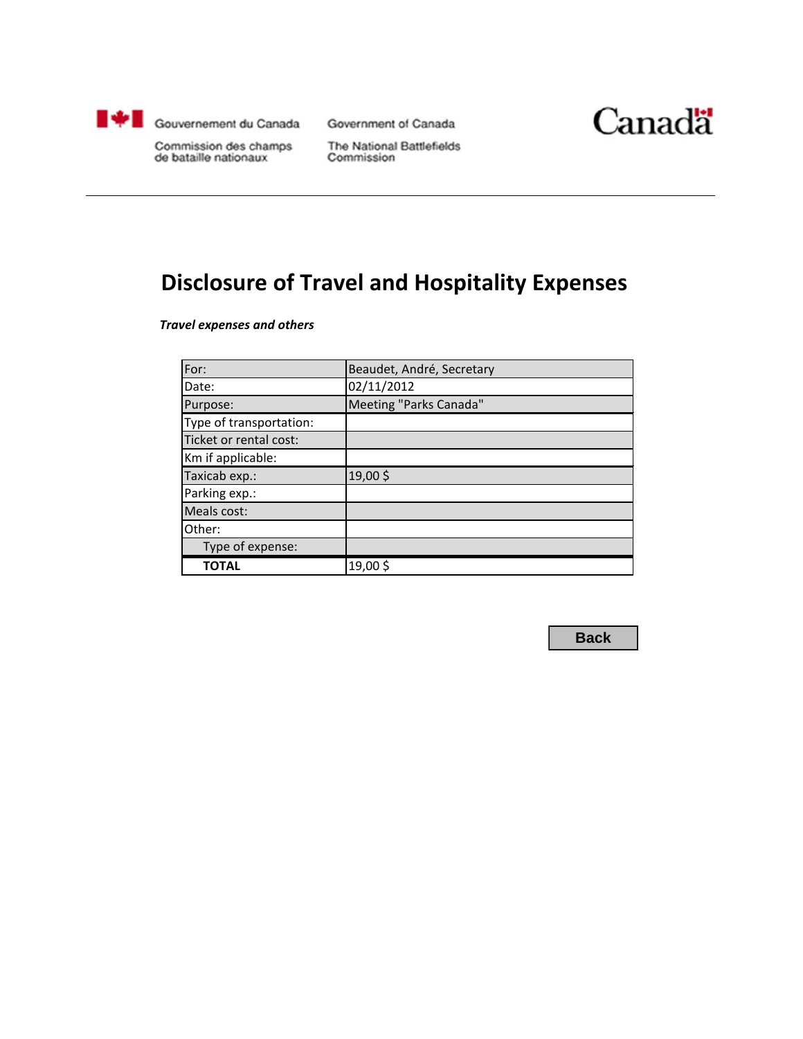Gouvernement du Canada
Commission des champs de bataille nationaux

Government of Canada
The National Battlefields Commission

Canada

# Disclosure of Travel and Hospitality Expenses

***Travel expenses and others***

| For: | Beaudet, André, Secretary |
|---|---|
| Date: | 02/11/2012 |
| Purpose: | Meeting "Parks Canada" |
| Type of transportation: | |
| Ticket or rental cost: | |
| Km if applicable: | |
| Taxicab exp.: | 19,00 $ |
| Parking exp.: | |
| Meals cost: | |
| Other: | |
| Type of expense: | |
| **TOTAL** | 19,00 $ |

Back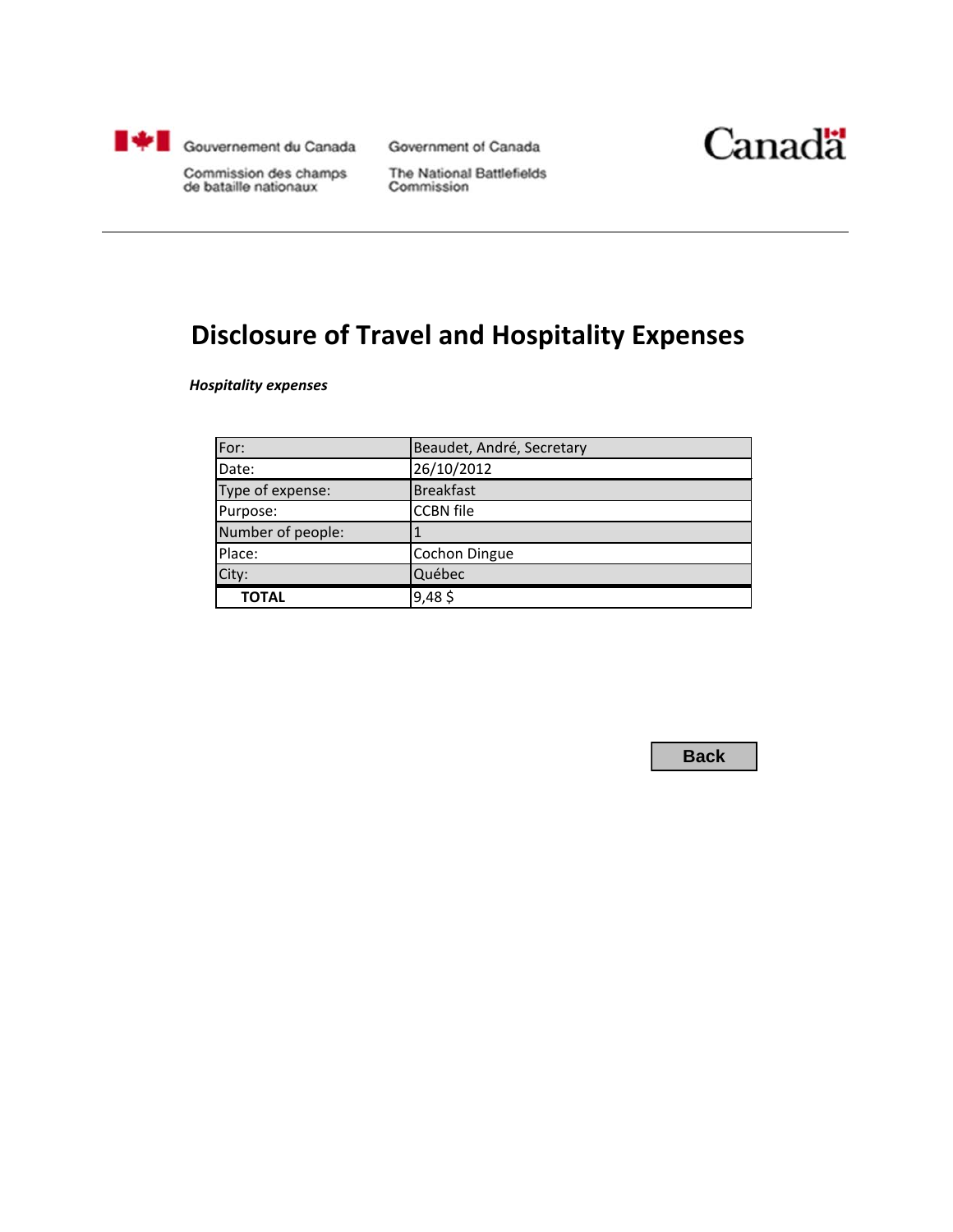Gouvernement du Canada — Government of Canada

Commission des champs de bataille nationaux — The National Battlefields Commission

Canada

# Disclosure of Travel and Hospitality Expenses

***Hospitality expenses***

| For: | Beaudet, André, Secretary |
|---|---|
| Date: | 26/10/2012 |
| Type of expense: | Breakfast |
| Purpose: | CCBN file |
| Number of people: | 1 |
| Place: | Cochon Dingue |
| City: | Québec |
| **TOTAL** | 9,48 $ |

Back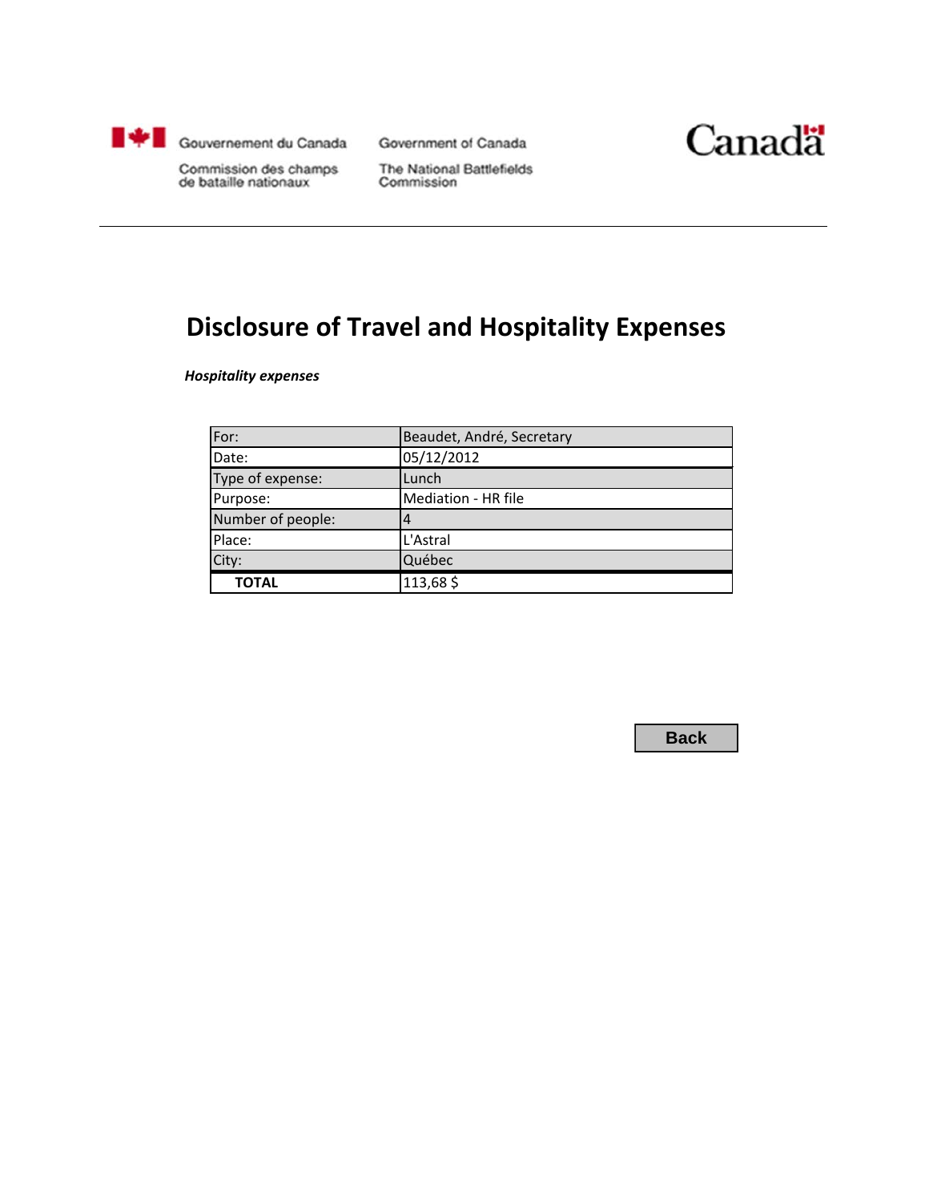Gouvernement du Canada
Commission des champs de bataille nationaux

Government of Canada
The National Battlefields Commission

Canada

# Disclosure of Travel and Hospitality Expenses

***Hospitality expenses***

| For: | Beaudet, André, Secretary |
|---|---|
| Date: | 05/12/2012 |
| Type of expense: | Lunch |
| Purpose: | Mediation - HR file |
| Number of people: | 4 |
| Place: | L'Astral |
| City: | Québec |
| **TOTAL** | 113,68 $ |

Back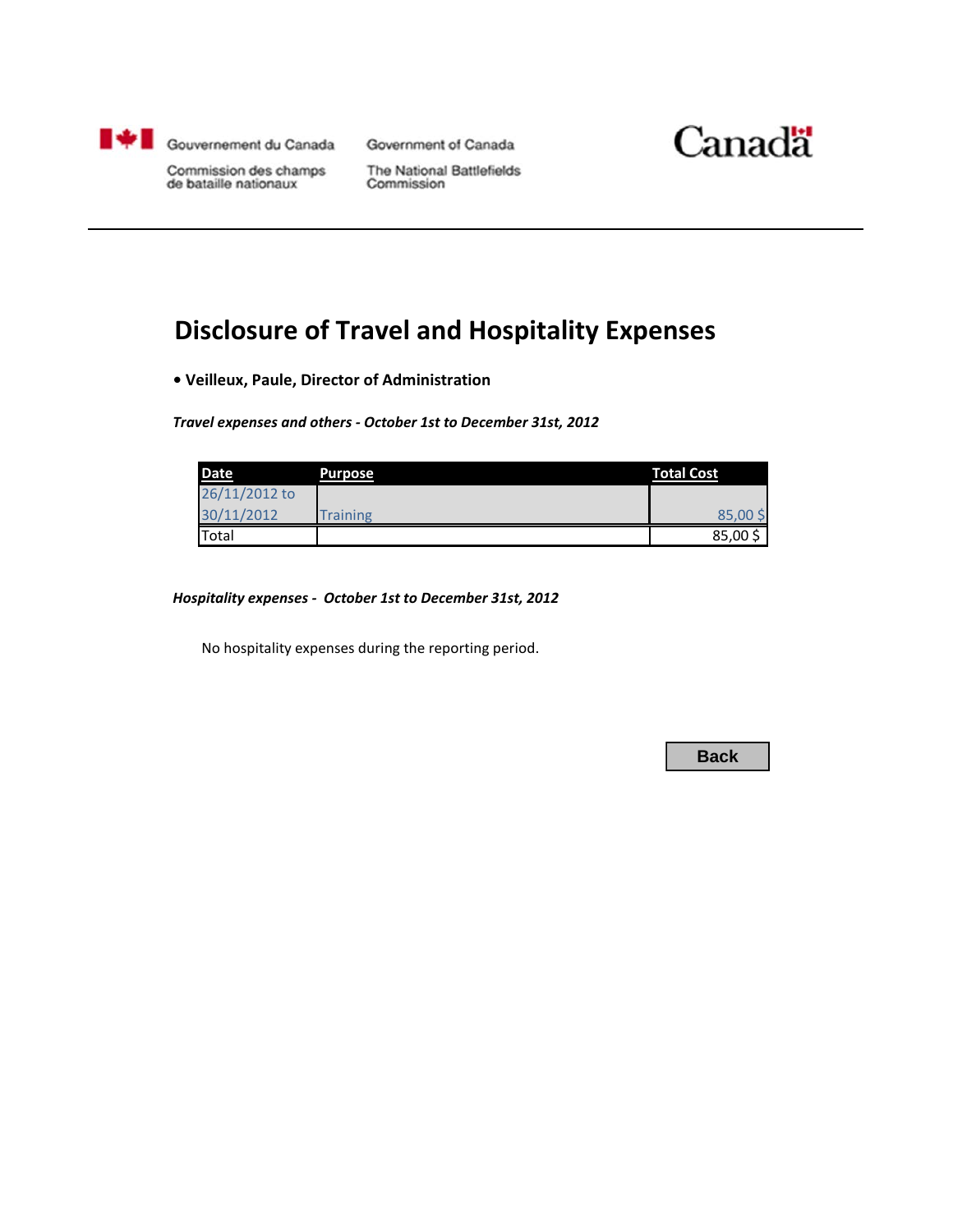Gouvernement du Canada

Commission des champs de bataille nationaux

Government of Canada

The National Battlefields Commission

Canada

# Disclosure of Travel and Hospitality Expenses

**• Veilleux, Paule, Director of Administration**

***Travel expenses and others - October 1st to December 31st, 2012***

| Date | Purpose | Total Cost |
|---|---|---|
| 26/11/2012 to 30/11/2012 | Training | 85,00 $ |
| Total | | 85,00 $ |

***Hospitality expenses - October 1st to December 31st, 2012***

No hospitality expenses during the reporting period.

Back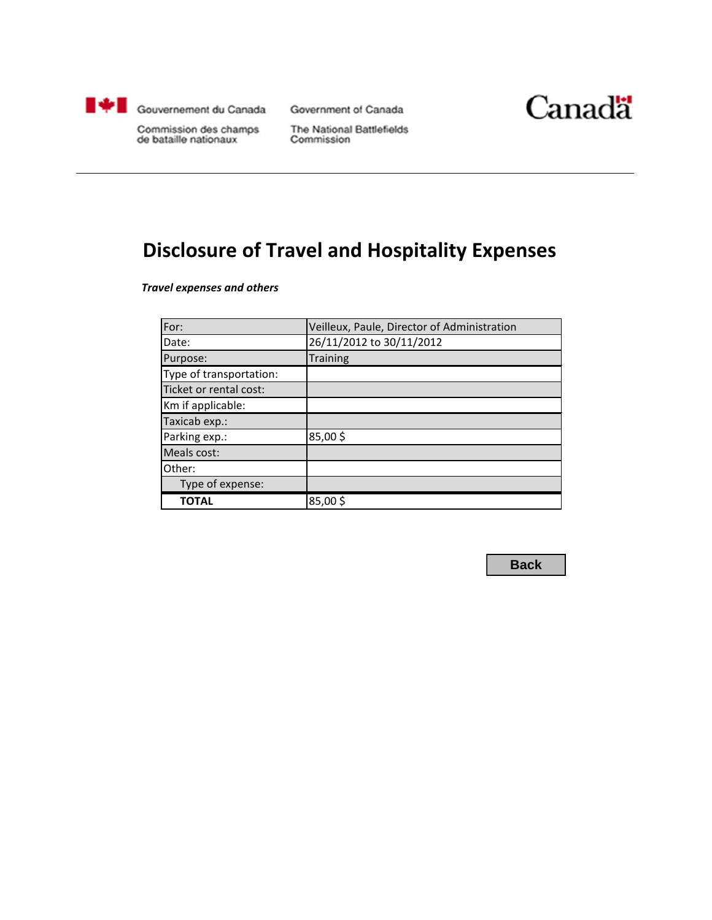Gouvernement du Canada | Government of Canada

Commission des champs de bataille nationaux | The National Battlefields Commission

Canada

# Disclosure of Travel and Hospitality Expenses

***Travel expenses and others***

| For: | Veilleux, Paule, Director of Administration |
|---|---|
| Date: | 26/11/2012 to 30/11/2012 |
| Purpose: | Training |
| Type of transportation: | |
| Ticket or rental cost: | |
| Km if applicable: | |
| Taxicab exp.: | |
| Parking exp.: | 85,00 $ |
| Meals cost: | |
| Other: | |
| Type of expense: | |
| **TOTAL** | 85,00 $ |

Back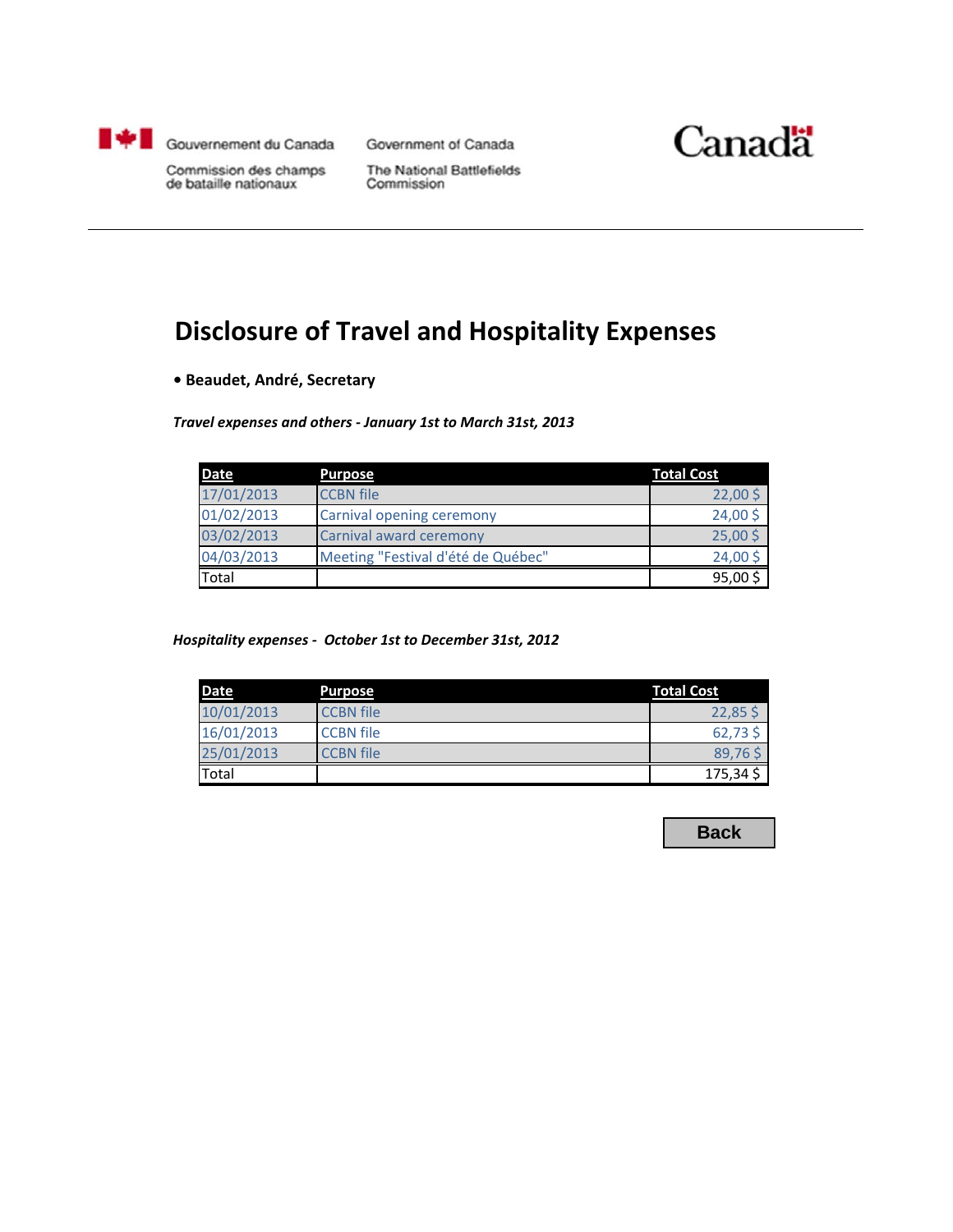Gouvernement du Canada — Government of Canada

Commission des champs de bataille nationaux — The National Battlefields Commission

Canada

# Disclosure of Travel and Hospitality Expenses

- **Beaudet, André, Secretary**

***Travel expenses and others - January 1st to March 31st, 2013***

| Date | Purpose | Total Cost |
|---|---|---|
| 17/01/2013 | CCBN file | 22,00 $ |
| 01/02/2013 | Carnival opening ceremony | 24,00 $ |
| 03/02/2013 | Carnival award ceremony | 25,00 $ |
| 04/03/2013 | Meeting "Festival d'été de Québec" | 24,00 $ |
| Total | | 95,00 $ |

***Hospitality expenses - October 1st to December 31st, 2012***

| Date | Purpose | Total Cost |
|---|---|---|
| 10/01/2013 | CCBN file | 22,85 $ |
| 16/01/2013 | CCBN file | 62,73 $ |
| 25/01/2013 | CCBN file | 89,76 $ |
| Total | | 175,34 $ |

Back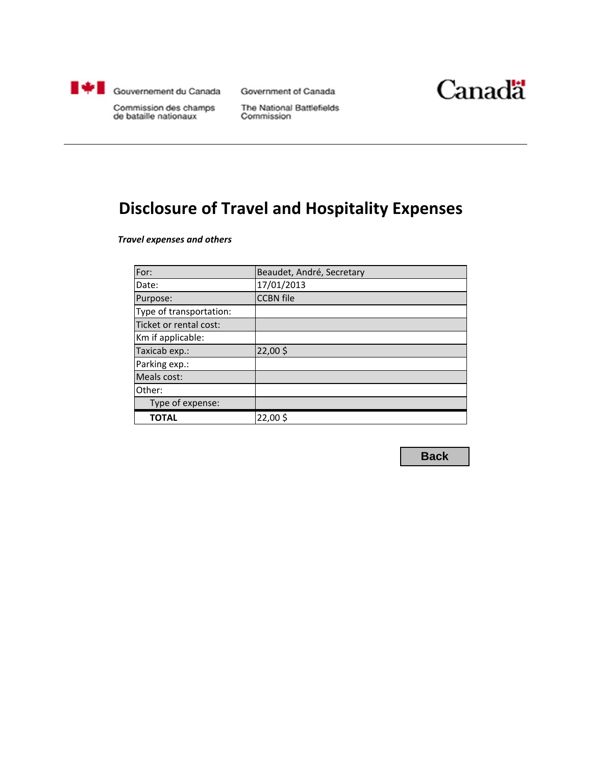Gouvernement du Canada — Government of Canada

Commission des champs de bataille nationaux — The National Battlefields Commission

Canada

# Disclosure of Travel and Hospitality Expenses

***Travel expenses and others***

| For: | Beaudet, André, Secretary |
| --- | --- |
| Date: | 17/01/2013 |
| Purpose: | CCBN file |
| Type of transportation: | |
| Ticket or rental cost: | |
| Km if applicable: | |
| Taxicab exp.: | 22,00 $ |
| Parking exp.: | |
| Meals cost: | |
| Other: | |
| Type of expense: | |
| **TOTAL** | 22,00 $ |

Back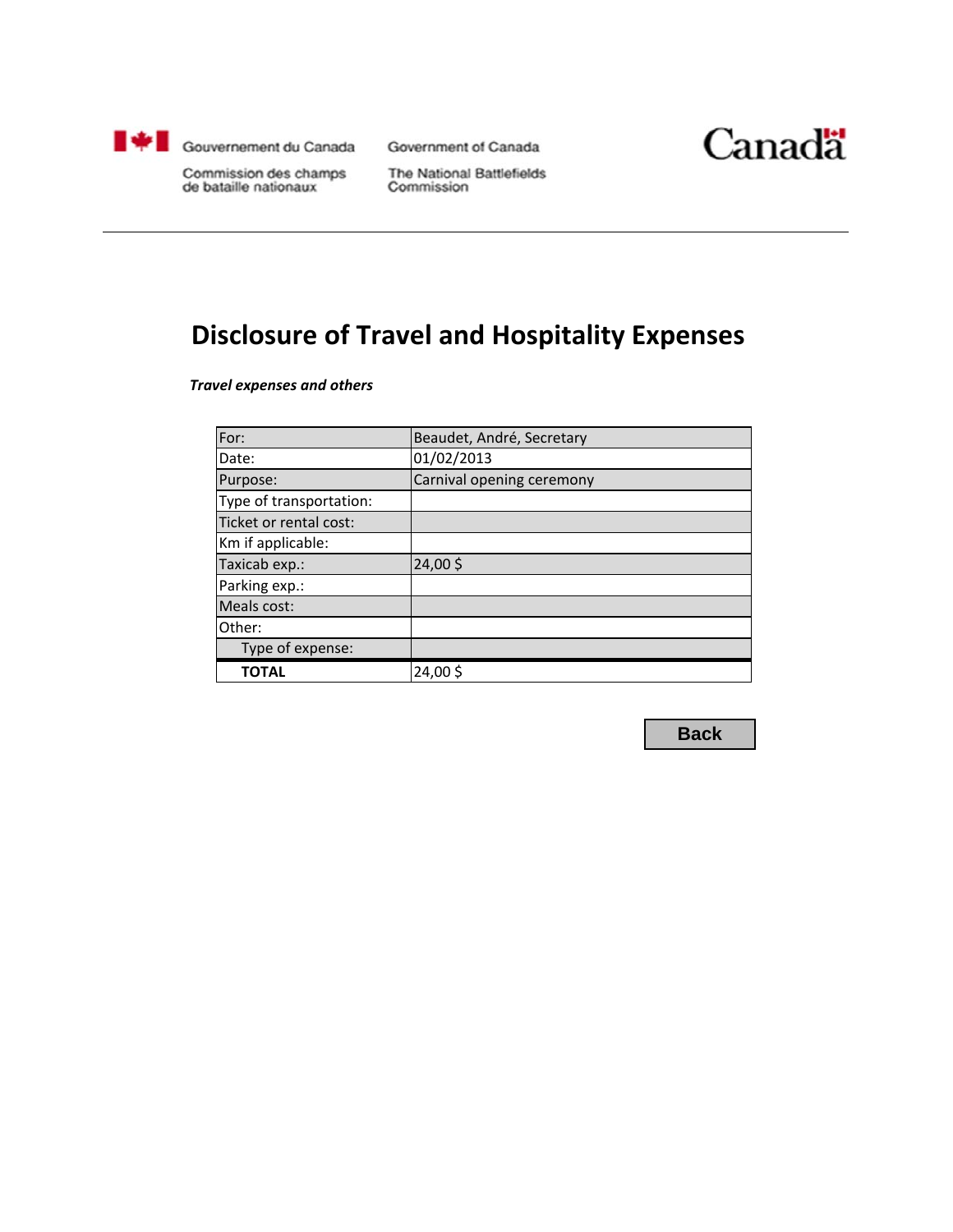Gouvernement du Canada
Commission des champs de bataille nationaux

Government of Canada
The National Battlefields Commission

Canada

# Disclosure of Travel and Hospitality Expenses

***Travel expenses and others***

| For: | Beaudet, André, Secretary |
|---|---|
| Date: | 01/02/2013 |
| Purpose: | Carnival opening ceremony |
| Type of transportation: | |
| Ticket or rental cost: | |
| Km if applicable: | |
| Taxicab exp.: | 24,00 $ |
| Parking exp.: | |
| Meals cost: | |
| Other: | |
| Type of expense: | |
| **TOTAL** | 24,00 $ |

Back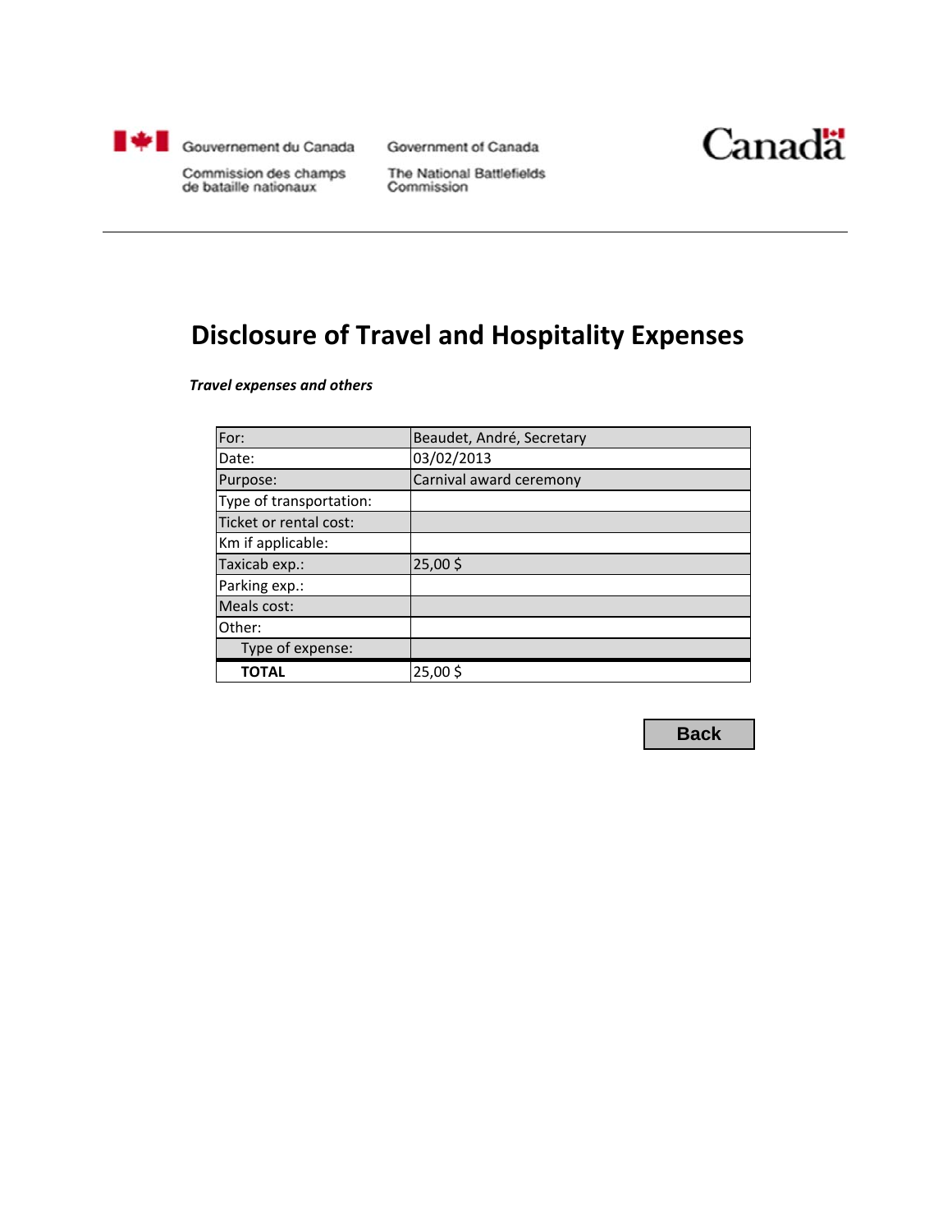Gouvernement du Canada
Commission des champs de bataille nationaux

Government of Canada
The National Battlefields Commission

Canada

# Disclosure of Travel and Hospitality Expenses

***Travel expenses and others***

| For: | Beaudet, André, Secretary |
|---|---|
| Date: | 03/02/2013 |
| Purpose: | Carnival award ceremony |
| Type of transportation: | |
| Ticket or rental cost: | |
| Km if applicable: | |
| Taxicab exp.: | 25,00 $ |
| Parking exp.: | |
| Meals cost: | |
| Other: | |
| Type of expense: | |
| **TOTAL** | 25,00 $ |

Back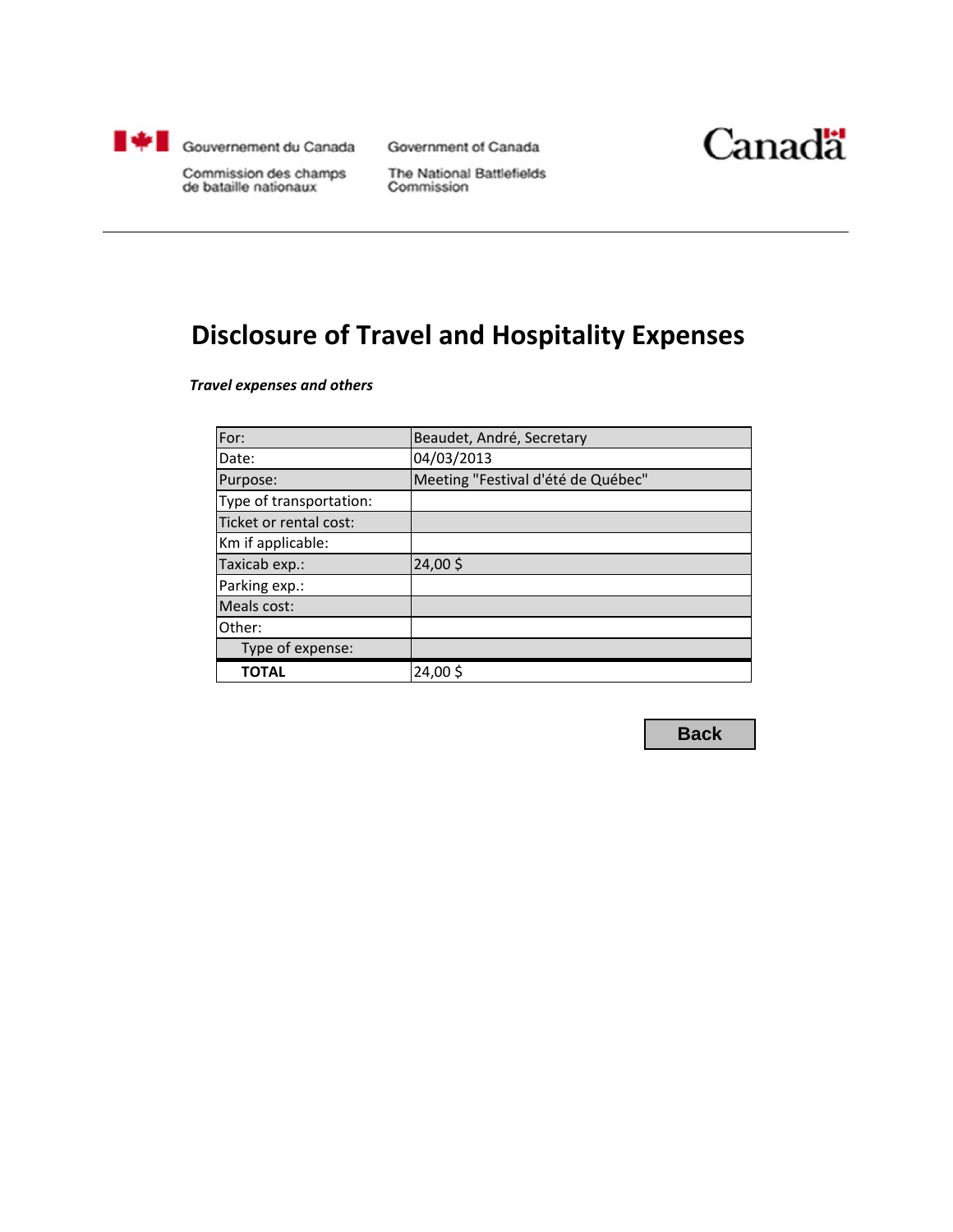Gouvernement du Canada
Commission des champs de bataille nationaux

Government of Canada
The National Battlefields Commission

Canada

# Disclosure of Travel and Hospitality Expenses

***Travel expenses and others***

| For: | Beaudet, André, Secretary |
|---|---|
| Date: | 04/03/2013 |
| Purpose: | Meeting "Festival d'été de Québec" |
| Type of transportation: | |
| Ticket or rental cost: | |
| Km if applicable: | |
| Taxicab exp.: | 24,00 $ |
| Parking exp.: | |
| Meals cost: | |
| Other: | |
| Type of expense: | |
| **TOTAL** | 24,00 $ |

Back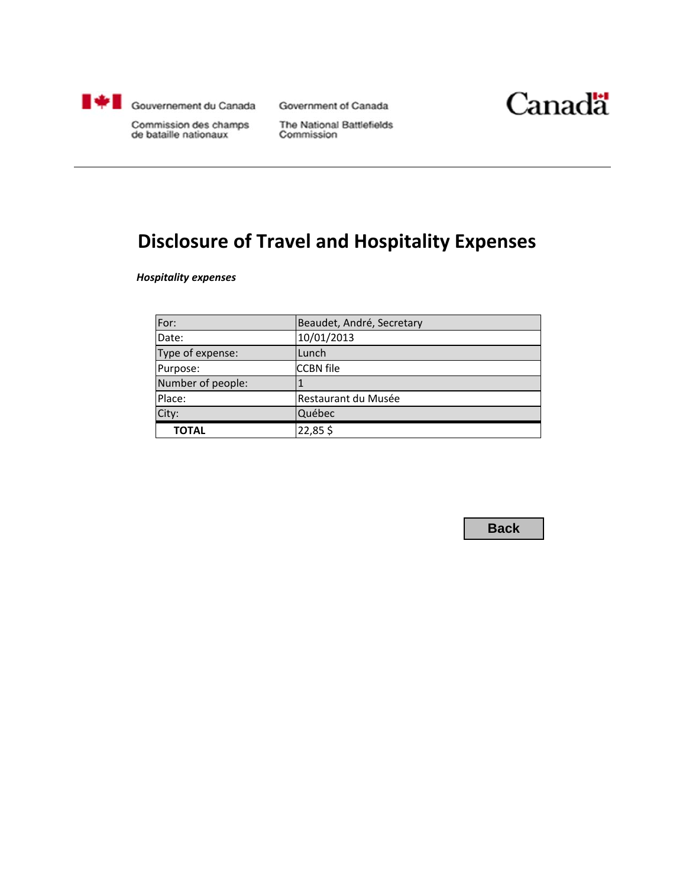Gouvernement du Canada | Government of Canada
Commission des champs de bataille nationaux | The National Battlefields Commission

Canada

# Disclosure of Travel and Hospitality Expenses

***Hospitality expenses***

| For: | Beaudet, André, Secretary |
|---|---|
| Date: | 10/01/2013 |
| Type of expense: | Lunch |
| Purpose: | CCBN file |
| Number of people: | 1 |
| Place: | Restaurant du Musée |
| City: | Québec |
| **TOTAL** | 22,85 $ |

Back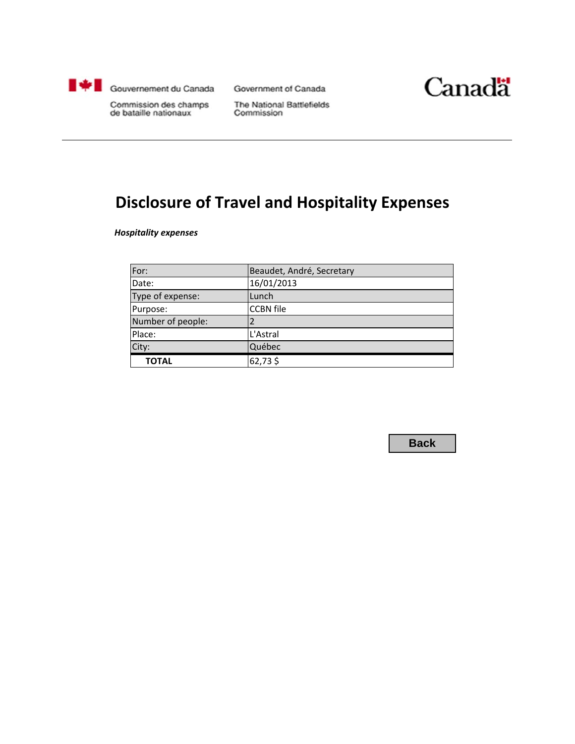Gouvernement du Canada

Commission des champs de bataille nationaux

Government of Canada

The National Battlefields Commission

Canada

# Disclosure of Travel and Hospitality Expenses

***Hospitality expenses***

| For: | Beaudet, André, Secretary |
|---|---|
| Date: | 16/01/2013 |
| Type of expense: | Lunch |
| Purpose: | CCBN file |
| Number of people: | 2 |
| Place: | L'Astral |
| City: | Québec |
| **TOTAL** | 62,73 $ |

Back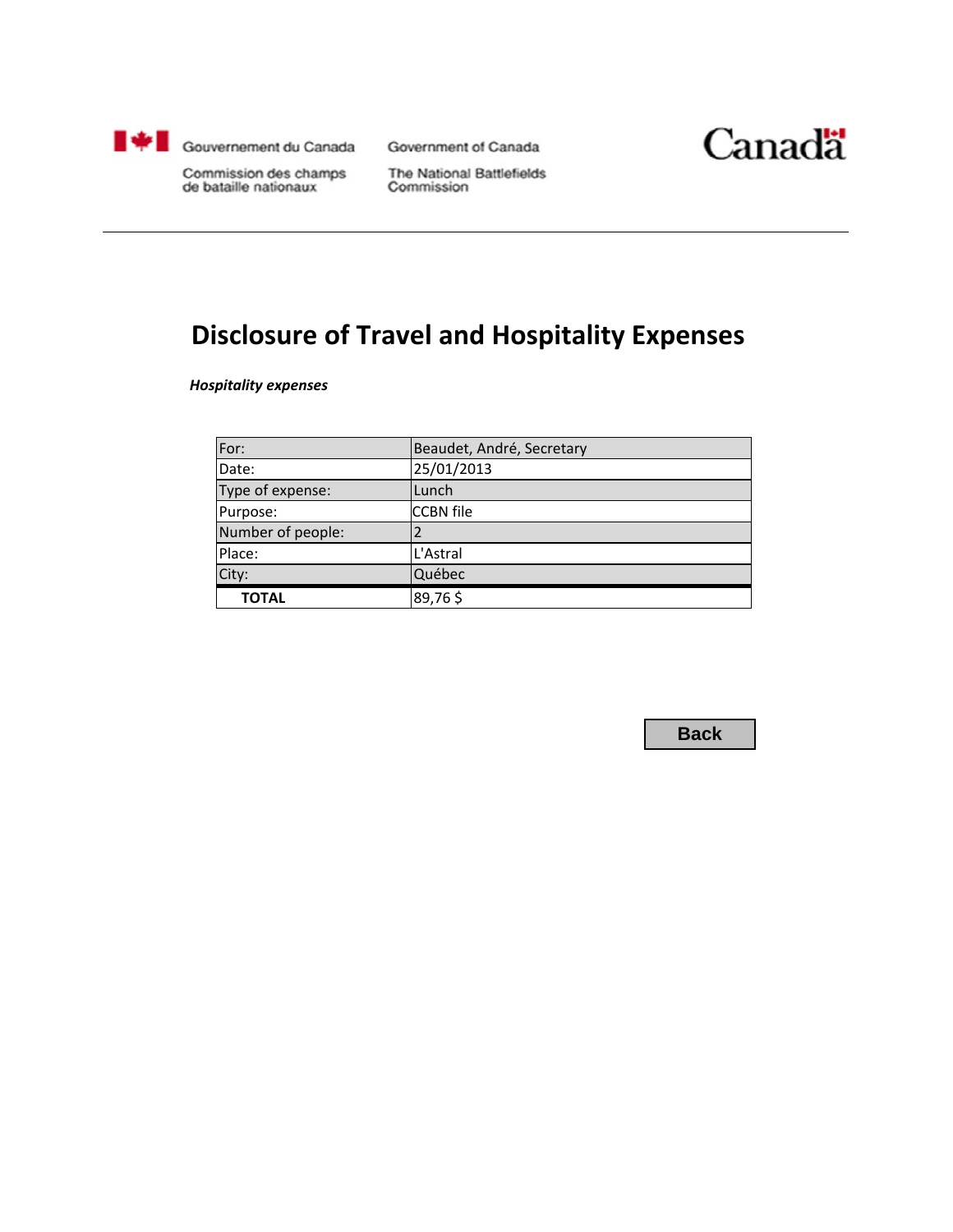Gouvernement du Canada

Commission des champs de bataille nationaux

Government of Canada

The National Battlefields Commission

Canada

# Disclosure of Travel and Hospitality Expenses

***Hospitality expenses***

| | |
|---|---|
| For: | Beaudet, André, Secretary |
| Date: | 25/01/2013 |
| Type of expense: | Lunch |
| Purpose: | CCBN file |
| Number of people: | 2 |
| Place: | L'Astral |
| City: | Québec |
| **TOTAL** | 89,76 $ |

Back